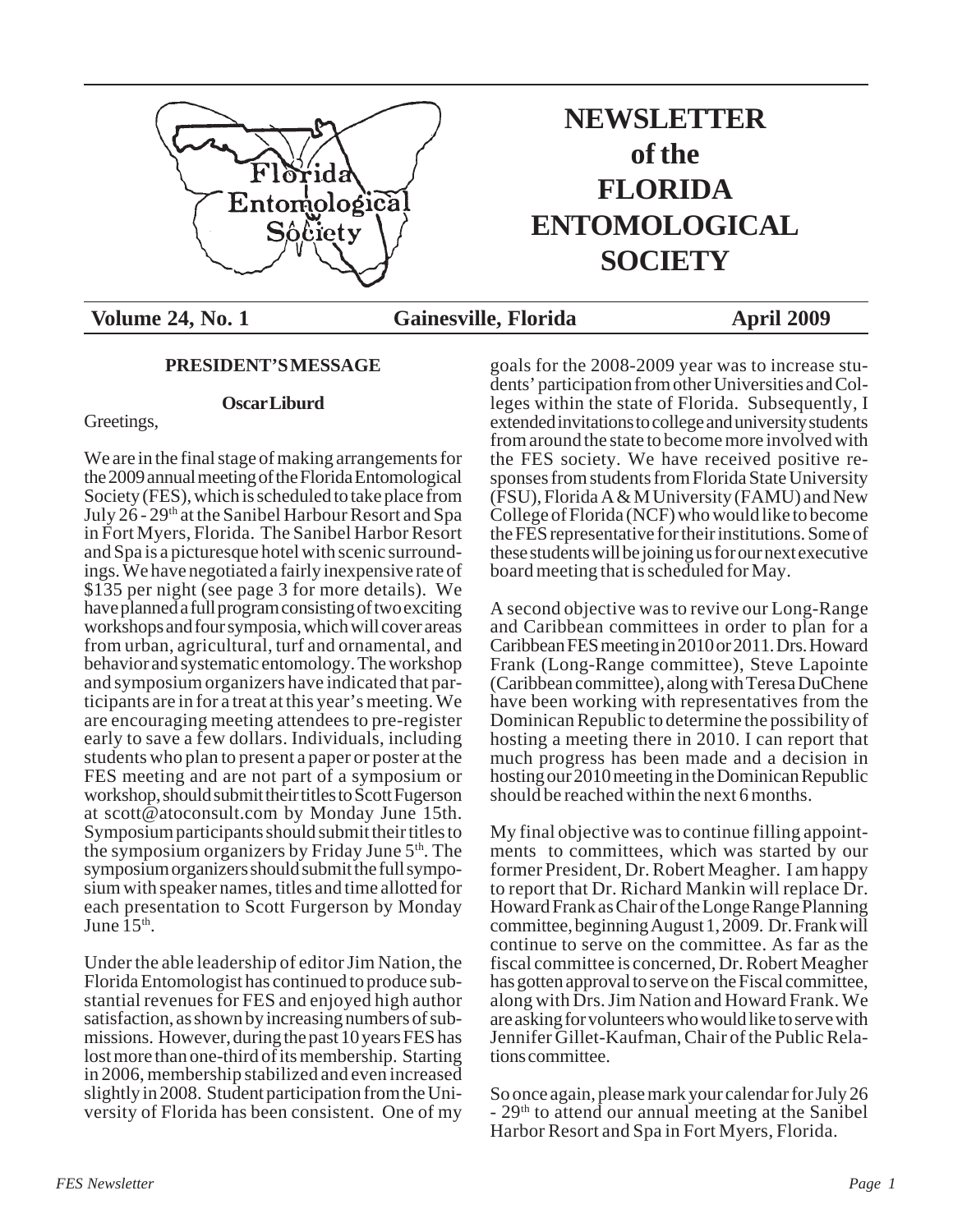# NEWSLETTER of the FLORIDA ENTOMOLOGICAL SOCIETY

**Volume 24, No. 1 — Gainesville, Florida — April 2009**

## PRESIDENT'S MESSAGE

**Oscar Liburd**

Greetings,

We are in the final stage of making arrangements for the 2009 annual meeting of the Florida Entomological Society (FES), which is scheduled to take place from July 26 - 29th at the Sanibel Harbour Resort and Spa in Fort Myers, Florida. The Sanibel Harbor Resort and Spa is a picturesque hotel with scenic surroundings. We have negotiated a fairly inexpensive rate of $135 per night (see page 3 for more details). We have planned a full program consisting of two exciting workshops and four symposia, which will cover areas from urban, agricultural, turf and ornamental, and behavior and systematic entomology. The workshop and symposium organizers have indicated that participants are in for a treat at this year's meeting. We are encouraging meeting attendees to pre-register early to save a few dollars. Individuals, including students who plan to present a paper or poster at the FES meeting and are not part of a symposium or workshop, should submit their titles to Scott Fugerson at scott@atoconsult.com by Monday June 15th. Symposium participants should submit their titles to the symposium organizers by Friday June 5th. The symposium organizers should submit the full symposium with speaker names, titles and time allotted for each presentation to Scott Furgerson by Monday June 15th.

Under the able leadership of editor Jim Nation, the Florida Entomologist has continued to produce substantial revenues for FES and enjoyed high author satisfaction, as shown by increasing numbers of submissions. However, during the past 10 years FES has lost more than one-third of its membership. Starting in 2006, membership stabilized and even increased slightly in 2008. Student participation from the University of Florida has been consistent. One of my goals for the 2008-2009 year was to increase students' participation from other Universities and Colleges within the state of Florida. Subsequently, I extended invitations to college and university students from around the state to become more involved with the FES society. We have received positive responses from students from Florida State University (FSU), Florida A & M University (FAMU) and New College of Florida (NCF) who would like to become the FES representative for their institutions. Some of these students will be joining us for our next executive board meeting that is scheduled for May.

A second objective was to revive our Long-Range and Caribbean committees in order to plan for a Caribbean FES meeting in 2010 or 2011. Drs. Howard Frank (Long-Range committee), Steve Lapointe (Caribbean committee), along with Teresa DuChene have been working with representatives from the Dominican Republic to determine the possibility of hosting a meeting there in 2010. I can report that much progress has been made and a decision in hosting our 2010 meeting in the Dominican Republic should be reached within the next 6 months.

My final objective was to continue filling appointments to committees, which was started by our former President, Dr. Robert Meagher. I am happy to report that Dr. Richard Mankin will replace Dr. Howard Frank as Chair of the Longe Range Planning committee, beginning August 1, 2009. Dr. Frank will continue to serve on the committee. As far as the fiscal committee is concerned, Dr. Robert Meagher has gotten approval to serve on the Fiscal committee, along with Drs. Jim Nation and Howard Frank. We are asking for volunteers who would like to serve with Jennifer Gillet-Kaufman, Chair of the Public Relations committee.

So once again, please mark your calendar for July 26 - 29th to attend our annual meeting at the Sanibel Harbor Resort and Spa in Fort Myers, Florida.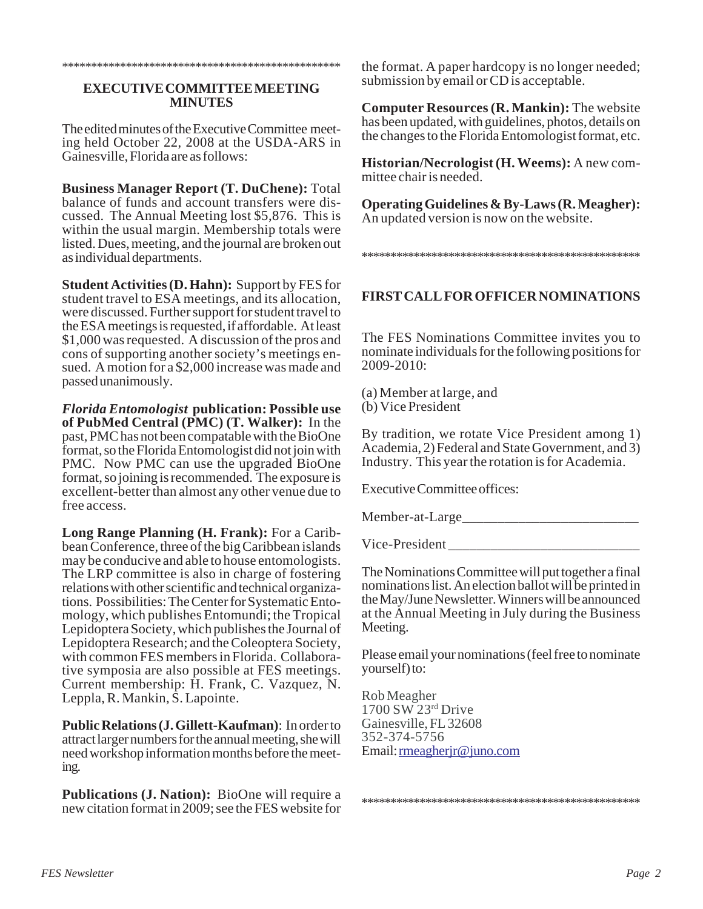\*\*\*\*\*\*\*\*\*\*\*\*\*\*\*\*\*\*\*\*\*\*\*\*\*\*\*\*\*\*\*\*\*\*\*\*\*\*\*\*\*\*\*\*\*\*\*\*\*\*\*\*

## EXECUTIVE COMMITTEE MEETING MINUTES

The edited minutes of the Executive Committee meeting held October 22, 2008 at the USDA-ARS in Gainesville, Florida are as follows:

**Business Manager Report (T. DuChene):** Total balance of funds and account transfers were discussed. The Annual Meeting lost $5,876. This is within the usual margin. Membership totals were listed. Dues, meeting, and the journal are broken out as individual departments.

**Student Activities (D. Hahn):** Support by FES for student travel to ESA meetings, and its allocation, were discussed. Further support for student travel to the ESA meetings is requested, if affordable. At least $1,000 was requested. A discussion of the pros and cons of supporting another society's meetings ensued. A motion for a $2,000 increase was made and passed unanimously.

***Florida Entomologist* publication: Possible use of PubMed Central (PMC) (T. Walker):** In the past, PMC has not been compatable with the BioOne format, so the Florida Entomologist did not join with PMC. Now PMC can use the upgraded BioOne format, so joining is recommended. The exposure is excellent-better than almost any other venue due to free access.

**Long Range Planning (H. Frank):** For a Caribbean Conference, three of the big Caribbean islands may be conducive and able to house entomologists. The LRP committee is also in charge of fostering relations with other scientific and technical organizations. Possibilities: The Center for Systematic Entomology, which publishes Entomundi; the Tropical Lepidoptera Society, which publishes the Journal of Lepidoptera Research; and the Coleoptera Society, with common FES members in Florida. Collaborative symposia are also possible at FES meetings. Current membership: H. Frank, C. Vazquez, N. Leppla, R. Mankin, S. Lapointe.

**Public Relations (J. Gillett-Kaufman)**: In order to attract larger numbers for the annual meeting, she will need workshop information months before the meeting.

**Publications (J. Nation):** BioOne will require a new citation format in 2009; see the FES website for the format. A paper hardcopy is no longer needed; submission by email or CD is acceptable.

**Computer Resources (R. Mankin):** The website has been updated, with guidelines, photos, details on the changes to the Florida Entomologist format, etc.

**Historian/Necrologist (H. Weems):** A new committee chair is needed.

**Operating Guidelines & By-Laws (R. Meagher):** An updated version is now on the website.

\*\*\*\*\*\*\*\*\*\*\*\*\*\*\*\*\*\*\*\*\*\*\*\*\*\*\*\*\*\*\*\*\*\*\*\*\*\*\*\*\*\*\*\*\*\*\*\*\*\*\*\*

## FIRST CALL FOR OFFICER NOMINATIONS

The FES Nominations Committee invites you to nominate individuals for the following positions for 2009-2010:

(a) Member at large, and
(b) Vice President

By tradition, we rotate Vice President among 1) Academia, 2) Federal and State Government, and 3) Industry. This year the rotation is for Academia.

Executive Committee offices:

Member-at-Large\_\_\_\_\_\_\_\_\_\_\_\_\_\_\_\_\_\_\_\_\_\_\_\_\_

Vice-President \_\_\_\_\_\_\_\_\_\_\_\_\_\_\_\_\_\_\_\_\_\_\_\_\_\_\_

The Nominations Committee will put together a final nominations list. An election ballot will be printed in the May/June Newsletter. Winners will be announced at the Annual Meeting in July during the Business Meeting.

Please email your nominations (feel free to nominate yourself) to:

Rob Meagher
1700 SW 23rd Drive
Gainesville, FL 32608
352-374-5756
Email: rmeagherjr@juno.com

\*\*\*\*\*\*\*\*\*\*\*\*\*\*\*\*\*\*\*\*\*\*\*\*\*\*\*\*\*\*\*\*\*\*\*\*\*\*\*\*\*\*\*\*\*\*\*\*\*\*\*\*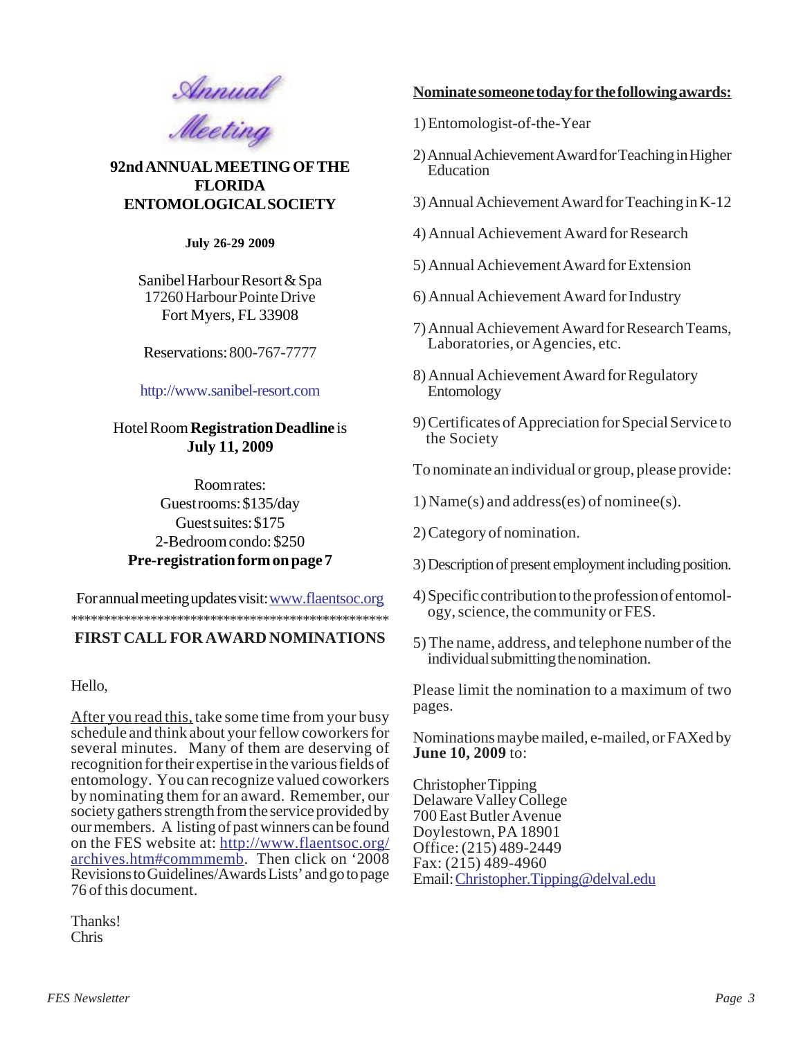*Annual Meeting*

## 92nd ANNUAL MEETING OF THE FLORIDA ENTOMOLOGICAL SOCIETY

**July 26-29 2009**

Sanibel Harbour Resort & Spa
17260 Harbour Pointe Drive
Fort Myers, FL 33908

Reservations: 800-767-7777

http://www.sanibel-resort.com

Hotel Room **Registration Deadline** is **July 11, 2009**

Room rates:
Guest rooms: $135/day
Guest suites: $175
2-Bedroom condo: $250
**Pre-registration form on page 7**

For annual meeting updates visit: www.flaentsoc.org

**************************************************

## FIRST CALL FOR AWARD NOMINATIONS

Hello,

After you read this, take some time from your busy schedule and think about your fellow coworkers for several minutes. Many of them are deserving of recognition for their expertise in the various fields of entomology. You can recognize valued coworkers by nominating them for an award. Remember, our society gathers strength from the service provided by our members. A listing of past winners can be found on the FES website at: http://www.flaentsoc.org/archives.htm#commmemb. Then click on '2008 Revisions to Guidelines/Awards Lists' and go to page 76 of this document.

Thanks!
Chris

**Nominate someone today for the following awards:**

1) Entomologist-of-the-Year
2) Annual Achievement Award for Teaching in Higher Education
3) Annual Achievement Award for Teaching in K-12
4) Annual Achievement Award for Research
5) Annual Achievement Award for Extension
6) Annual Achievement Award for Industry
7) Annual Achievement Award for Research Teams, Laboratories, or Agencies, etc.
8) Annual Achievement Award for Regulatory Entomology
9) Certificates of Appreciation for Special Service to the Society

To nominate an individual or group, please provide:

1) Name(s) and address(es) of nominee(s).
2) Category of nomination.
3) Description of present employment including position.
4) Specific contribution to the profession of entomology, science, the community or FES.
5) The name, address, and telephone number of the individual submitting the nomination.

Please limit the nomination to a maximum of two pages.

Nominations maybe mailed, e-mailed, or FAXed by **June 10, 2009** to:

Christopher Tipping
Delaware Valley College
700 East Butler Avenue
Doylestown, PA 18901
Office: (215) 489-2449
Fax: (215) 489-4960
Email: Christopher.Tipping@delval.edu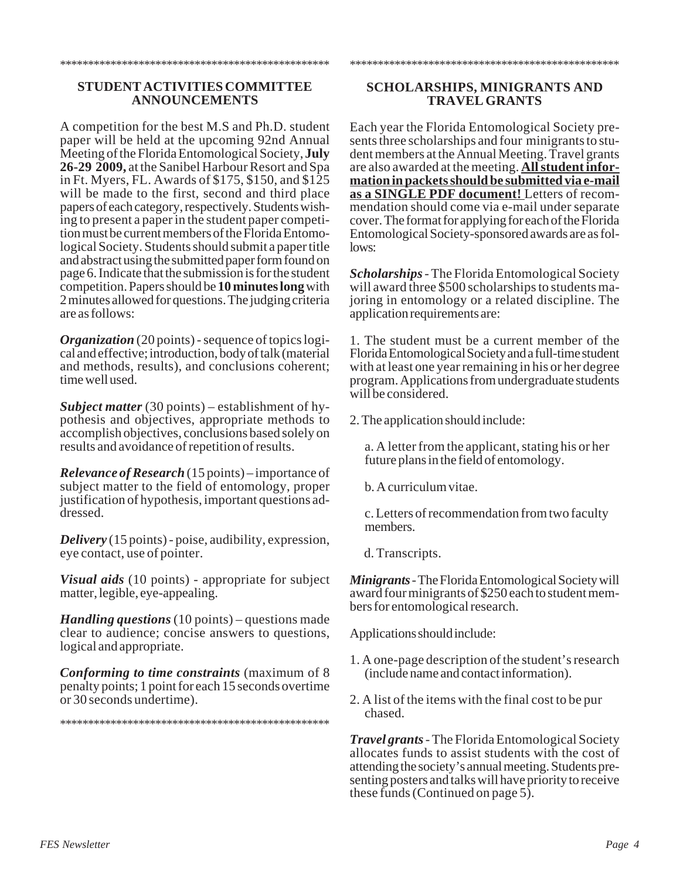## STUDENT ACTIVITIES COMMITTEE ANNOUNCEMENTS

A competition for the best M.S and Ph.D. student paper will be held at the upcoming 92nd Annual Meeting of the Florida Entomological Society, **July 26-29 2009,** at the Sanibel Harbour Resort and Spa in Ft. Myers, FL. Awards of $175, $150, and $125 will be made to the first, second and third place papers of each category, respectively. Students wishing to present a paper in the student paper competition must be current members of the Florida Entomological Society. Students should submit a paper title and abstract using the submitted paper form found on page 6. Indicate that the submission is for the student competition. Papers should be **10 minutes long** with 2 minutes allowed for questions. The judging criteria are as follows:

***Organization*** (20 points) - sequence of topics logical and effective; introduction, body of talk (material and methods, results), and conclusions coherent; time well used.

***Subject matter*** (30 points) – establishment of hypothesis and objectives, appropriate methods to accomplish objectives, conclusions based solely on results and avoidance of repetition of results.

***Relevance of Research*** (15 points) – importance of subject matter to the field of entomology, proper justification of hypothesis, important questions addressed.

***Delivery*** (15 points) - poise, audibility, expression, eye contact, use of pointer.

***Visual aids*** (10 points) - appropriate for subject matter, legible, eye-appealing.

***Handling questions*** (10 points) – questions made clear to audience; concise answers to questions, logical and appropriate.

***Conforming to time constraints*** (maximum of 8 penalty points; 1 point for each 15 seconds overtime or 30 seconds undertime).

## SCHOLARSHIPS, MINIGRANTS AND TRAVEL GRANTS

Each year the Florida Entomological Society presents three scholarships and four minigrants to student members at the Annual Meeting. Travel grants are also awarded at the meeting. **All student information in packets should be submitted via e-mail as a SINGLE PDF document!** Letters of recommendation should come via e-mail under separate cover. The format for applying for each of the Florida Entomological Society-sponsored awards are as follows:

***Scholarships*** - The Florida Entomological Society will award three $500 scholarships to students majoring in entomology or a related discipline. The application requirements are:

1. The student must be a current member of the Florida Entomological Society and a full-time student with at least one year remaining in his or her degree program. Applications from undergraduate students will be considered.

2. The application should include:

   a. A letter from the applicant, stating his or her future plans in the field of entomology.

   b. A curriculum vitae.

   c. Letters of recommendation from two faculty members.

   d. Transcripts.

***Minigrants*** - The Florida Entomological Society will award four minigrants of $250 each to student members for entomological research.

Applications should include:

1. A one-page description of the student's research (include name and contact information).
2. A list of the items with the final cost to be purchased.

***Travel grants*** - The Florida Entomological Society allocates funds to assist students with the cost of attending the society's annual meeting. Students presenting posters and talks will have priority to receive these funds (Continued on page 5).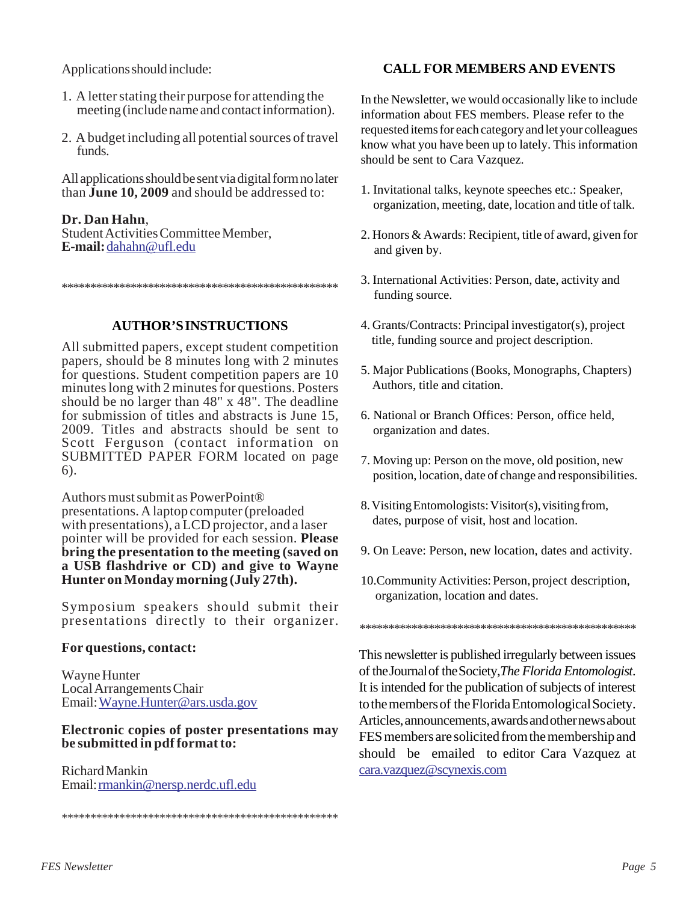Applications should include:

1. A letter stating their purpose for attending the meeting (include name and contact information).

2. A budget including all potential sources of travel funds.

All applications should be sent via digital form no later than **June 10, 2009** and should be addressed to:

**Dr. Dan Hahn**,
Student Activities Committee Member,
**E-mail:** dahahn@ufl.edu

\*\*\*\*\*\*\*\*\*\*\*\*\*\*\*\*\*\*\*\*\*\*\*\*\*\*\*\*\*\*\*\*\*\*\*\*\*\*\*\*\*\*\*\*\*\*\*\*\*\*\*\*

## AUTHOR'S INSTRUCTIONS

All submitted papers, except student competition papers, should be 8 minutes long with 2 minutes for questions. Student competition papers are 10 minutes long with 2 minutes for questions. Posters should be no larger than 48" x 48". The deadline for submission of titles and abstracts is June 15, 2009. Titles and abstracts should be sent to Scott Ferguson (contact information on SUBMITTED PAPER FORM located on page 6).

Authors must submit as PowerPoint® presentations. A laptop computer (preloaded with presentations), a LCD projector, and a laser pointer will be provided for each session. **Please bring the presentation to the meeting (saved on a USB flashdrive or CD) and give to Wayne Hunter on Monday morning (July 27th).**

Symposium speakers should submit their presentations directly to their organizer.

**For questions, contact:**

Wayne Hunter
Local Arrangements Chair
Email: Wayne.Hunter@ars.usda.gov

**Electronic copies of poster presentations may be submitted in pdf format to:**

Richard Mankin
Email: rmankin@nersp.nerdc.ufl.edu

\*\*\*\*\*\*\*\*\*\*\*\*\*\*\*\*\*\*\*\*\*\*\*\*\*\*\*\*\*\*\*\*\*\*\*\*\*\*\*\*\*\*\*\*\*\*\*\*\*\*\*\*

## CALL FOR MEMBERS AND EVENTS

In the Newsletter, we would occasionally like to include information about FES members. Please refer to the requested items for each category and let your colleagues know what you have been up to lately. This information should be sent to Cara Vazquez.

1. Invitational talks, keynote speeches etc.: Speaker, organization, meeting, date, location and title of talk.

2. Honors & Awards: Recipient, title of award, given for and given by.

3. International Activities: Person, date, activity and funding source.

4. Grants/Contracts: Principal investigator(s), project title, funding source and project description.

5. Major Publications (Books, Monographs, Chapters) Authors, title and citation.

6. National or Branch Offices: Person, office held, organization and dates.

7. Moving up: Person on the move, old position, new position, location, date of change and responsibilities.

8. Visiting Entomologists: Visitor(s), visiting from, dates, purpose of visit, host and location.

9. On Leave: Person, new location, dates and activity.

10. Community Activities: Person, project description, organization, location and dates.

\*\*\*\*\*\*\*\*\*\*\*\*\*\*\*\*\*\*\*\*\*\*\*\*\*\*\*\*\*\*\*\*\*\*\*\*\*\*\*\*\*\*\*\*\*\*\*\*\*\*\*\*

This newsletter is published irregularly between issues of the Journal of the Society, *The Florida Entomologist*. It is intended for the publication of subjects of interest to the members of the Florida Entomological Society. Articles, announcements, awards and other news about FES members are solicited from the membership and should be emailed to editor Cara Vazquez at cara.vazquez@scynexis.com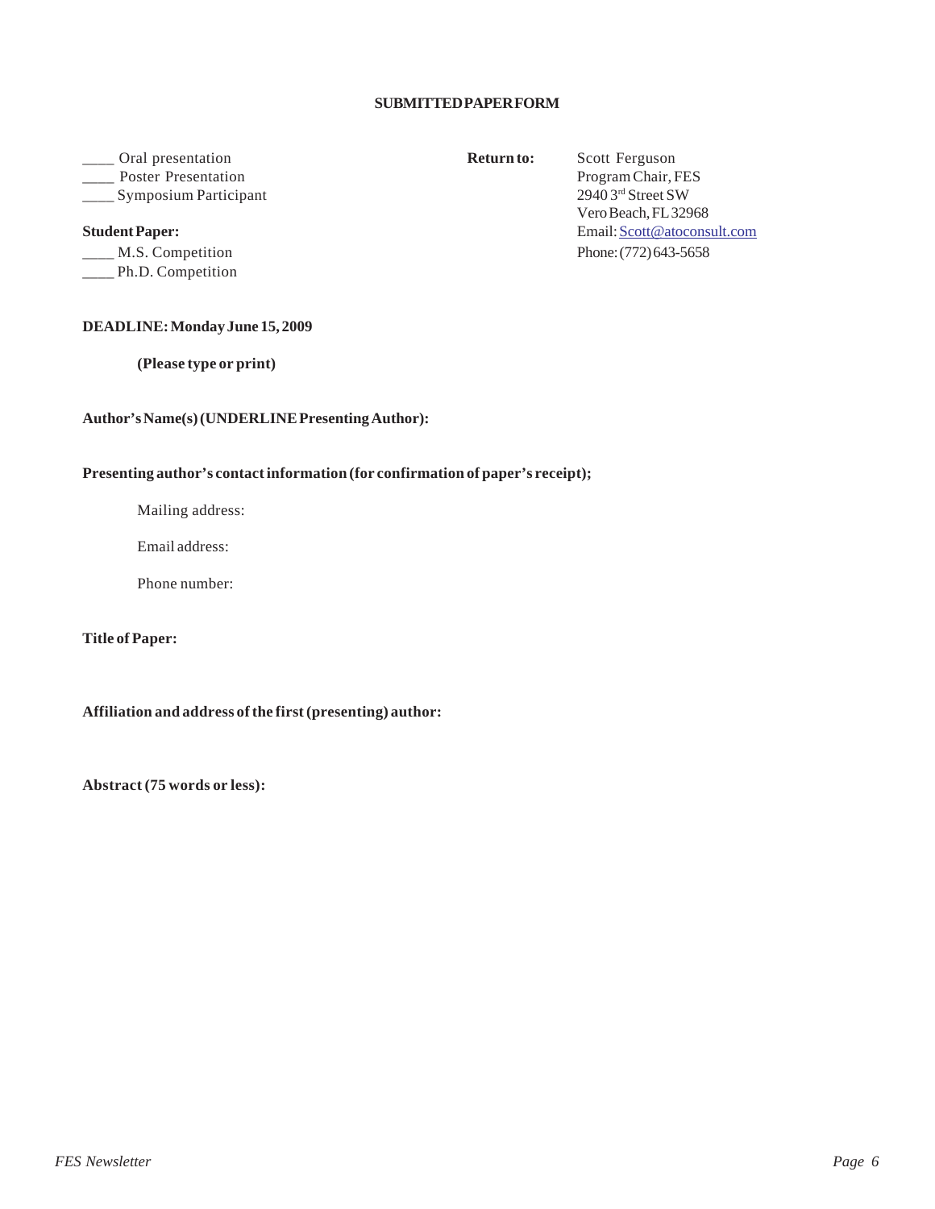## SUBMITTED PAPER FORM

____ Oral presentation
____ Poster Presentation
____ Symposium Participant

**Student Paper:**
____ M.S. Competition
____ Ph.D. Competition

**Return to:** Scott Ferguson
Program Chair, FES
2940 3rd Street SW
Vero Beach, FL 32968
Email: Scott@atoconsult.com
Phone: (772) 643-5658

**DEADLINE: Monday June 15, 2009**

**(Please type or print)**

**Author's Name(s) (UNDERLINE Presenting Author):**

**Presenting author's contact information (for confirmation of paper's receipt);**

Mailing address:

Email address:

Phone number:

**Title of Paper:**

**Affiliation and address of the first (presenting) author:**

**Abstract (75 words or less):**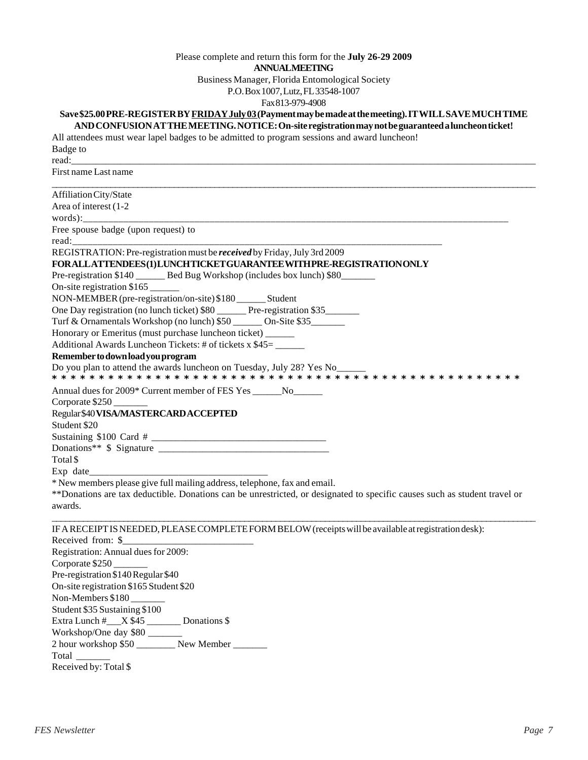Please complete and return this form for the **July 26-29 2009**

**ANNUAL MEETING**

Business Manager, Florida Entomological Society

P.O. Box 1007, Lutz, FL 33548-1007

Fax 813-979-4908

**Save $25.00 PRE-REGISTER BY FRIDAY July 03 (Payment may be made at the meeting). IT WILL SAVE MUCH TIME AND CONFUSION AT THE MEETING. NOTICE: On-site registration may not be guaranteed a luncheon ticket!**

All attendees must wear lapel badges to be admitted to program sessions and award luncheon!

Badge to read:______________________________________________________________________________

First name Last name

______________________________________________________________________________

Affiliation City/State

Area of interest (1-2 words):________________________________________________________________

Free spouse badge (upon request) to read:_____________________________________________________

REGISTRATION: Pre-registration must be ***received*** by Friday, July 3rd 2009

**FOR ALL ATTENDEES (1) LUNCH TICKET GUARANTEE WITH PRE-REGISTRATION ONLY**

Pre-registration $140 ______ Bed Bug Workshop (includes box lunch) $80_______

On-site registration $165 ______

NON-MEMBER (pre-registration/on-site) $180 ______ Student

One Day registration (no lunch ticket) $80 ______ Pre-registration $35_______

Turf & Ornamentals Workshop (no lunch) $50 ______ On-Site $35_______

Honorary or Emeritus (must purchase luncheon ticket) ______

Additional Awards Luncheon Tickets: # of tickets x $45= ______

**Remember to download you program**

Do you plan to attend the awards luncheon on Tuesday, July 28? Yes No______

**\* \* \* \* \* \* \* \* \* \* \* \* \* \* \* \* \* \* \* \* \* \* \* \* \* \* \* \* \* \* \* \* \* \* \* \* \* \* \* \* \* \* \* \* \* \* \* \* \* \***

Annual dues for 2009* Current member of FES Yes ______No______

Corporate $250 _______

Regular $40 **VISA/MASTERCARD ACCEPTED**

Student $20

Sustaining $100 Card # ___________________________________

Donations** $ Signature __________________________________

Total $

Exp date_____________________________________

\* New members please give full mailing address, telephone, fax and email.

\*\*Donations are tax deductible. Donations can be unrestricted, or designated to specific causes such as student travel or awards.

______________________________________________________________________________

IF A RECEIPT IS NEEDED, PLEASE COMPLETE FORM BELOW (receipts will be available at registration desk):

Received from: $___________________________

Registration: Annual dues for 2009:

Corporate $250 _______

Pre-registration $140 Regular $40

On-site registration $165 Student $20

Non-Members $180 _______

Student $35 Sustaining $100

Extra Lunch #___X $45 _______ Donations $

Workshop/One day $80 _______

2 hour workshop $50 ________ New Member _______

Total _______

Received by: Total $